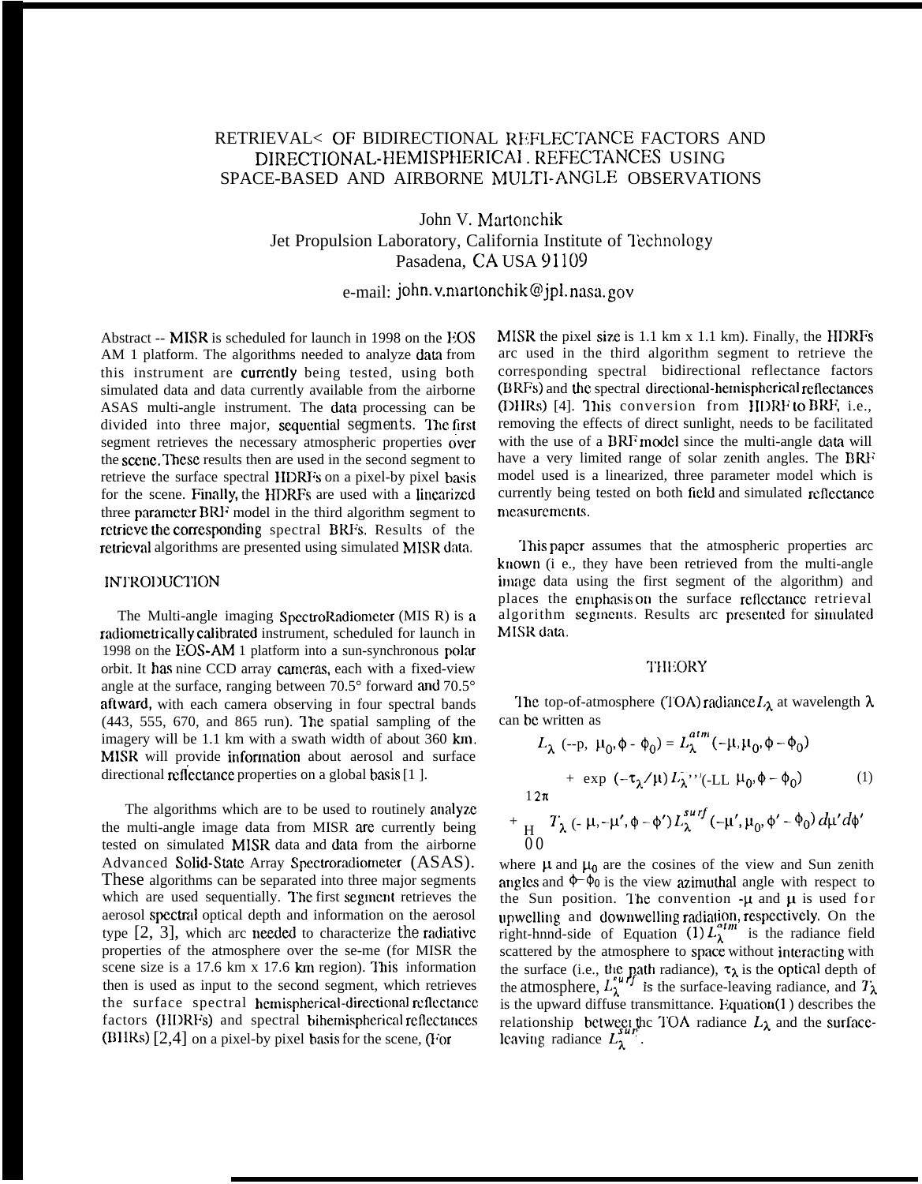# RETRIEVAL OF BIDIRECTIONAL REFLECTANCE FACTORS AND DIRECTIONAL-HEMISPHERICAL REFECTANCES USING SPACE-BASED AND AIRBORNE MULTI-ANGLE OBSERVATIONS

John V. Martonchik
Jet Propulsion Laboratory, California Institute of Technology
Pasadena, CA USA 91109

e-mail: john.v.martonchik@jpl.nasa.gov

Abstract -- MISR is scheduled for launch in 1998 on the EOS AM 1 platform. The algorithms needed to analyze data from this instrument are currently being tested, using both simulated data and data currently available from the airborne ASAS multi-angle instrument. The data processing can be divided into three major, sequential segments. The first segment retrieves the necessary atmospheric properties over the scene. These results then are used in the second segment to retrieve the surface spectral HDRFs on a pixel-by pixel basis for the scene. Finally, the HDRFs are used with a linearized three parameter BRF model in the third algorithm segment to retrieve the corresponding spectral BRFs. Results of the retrieval algorithms are presented using simulated MISR data.

## INTRODUCTION

The Multi-angle imaging SpectroRadiometer (MIS R) is a radiometrically calibrated instrument, scheduled for launch in 1998 on the EOS-AM 1 platform into a sun-synchronous polar orbit. It has nine CCD array cameras, each with a fixed-view angle at the surface, ranging between 70.5° forward and 70.5° aftward, with each camera observing in four spectral bands (443, 555, 670, and 865 nm). The spatial sampling of the imagery will be 1.1 km with a swath width of about 360 km. MISR will provide information about aerosol and surface directional reflectance properties on a global basis [1 ].

The algorithms which are to be used to routinely analyze the multi-angle image data from MISR are currently being tested on simulated MISR data and data from the airborne Advanced Solid-State Array Spectroradiometer (ASAS). These algorithms can be separated into three major segments which are used sequentially. The first segment retrieves the aerosol spectral optical depth and information on the aerosol type [2, 3], which are needed to characterize the radiative properties of the atmosphere over the scene (for MISR the scene size is a 17.6 km x 17.6 km region). This information then is used as input to the second segment, which retrieves the surface spectral hemispherical-directional reflectance factors (HDRFs) and spectral bihemispherical reflectances (BHRs) [2,4] on a pixel-by pixel basis for the scene, (For MISR the pixel size is 1.1 km x 1.1 km). Finally, the HDRFs are used in the third algorithm segment to retrieve the corresponding spectral bidirectional reflectance factors (BRFs) and the spectral directional-hemispherical reflectances (DHRs) [4]. This conversion from HDRF to BRF, i.e., removing the effects of direct sunlight, needs to be facilitated with the use of a BRF model since the multi-angle data will have a very limited range of solar zenith angles. The BRF model used is a linearized, three parameter model which is currently being tested on both field and simulated reflectance measurements.

This paper assumes that the atmospheric properties are known (i e., they have been retrieved from the multi-angle image data using the first segment of the algorithm) and places the emphasis on the surface reflectance retrieval algorithm segments. Results are presented for simulated MISR data.

## THEORY

The top-of-atmosphere (TOA) radiance $L_\lambda$ at wavelength $\lambda$ can be written as

$$L_\lambda(-\mu, \mu_0, \phi - \phi_0) = L_\lambda^{atm}(-\mu, \mu_0, \phi - \phi_0)$$
$$+ \exp(-\tau_\lambda/\mu) L_\lambda^{surf}(-\mu, \mu_0, \phi - \phi_0) \tag{1}$$
$$+ \int_0^{2\pi}\int_0^1 T_\lambda(-\mu, -\mu', \phi - \phi') L_\lambda^{surf}(-\mu', \mu_0, \phi' - \phi_0)\, d\mu'\, d\phi'$$

where $\mu$ and $\mu_0$ are the cosines of the view and Sun zenith angles and $\phi - \phi_0$ is the view azimuthal angle with respect to the Sun position. The convention $-\mu$ and $\mu$ is used for upwelling and downwelling radiation, respectively. On the right-hand-side of Equation (1) $L_\lambda^{atm}$ is the radiance field scattered by the atmosphere to space without interacting with the surface (i.e., the path radiance), $\tau_\lambda$ is the optical depth of the atmosphere, $L_\lambda^{surf}$ is the surface-leaving radiance, and $T_\lambda$ is the upward diffuse transmittance. Equation(1) describes the relationship between the TOA radiance $L_\lambda$ and the surface-leaving radiance $L_\lambda^{surf}$.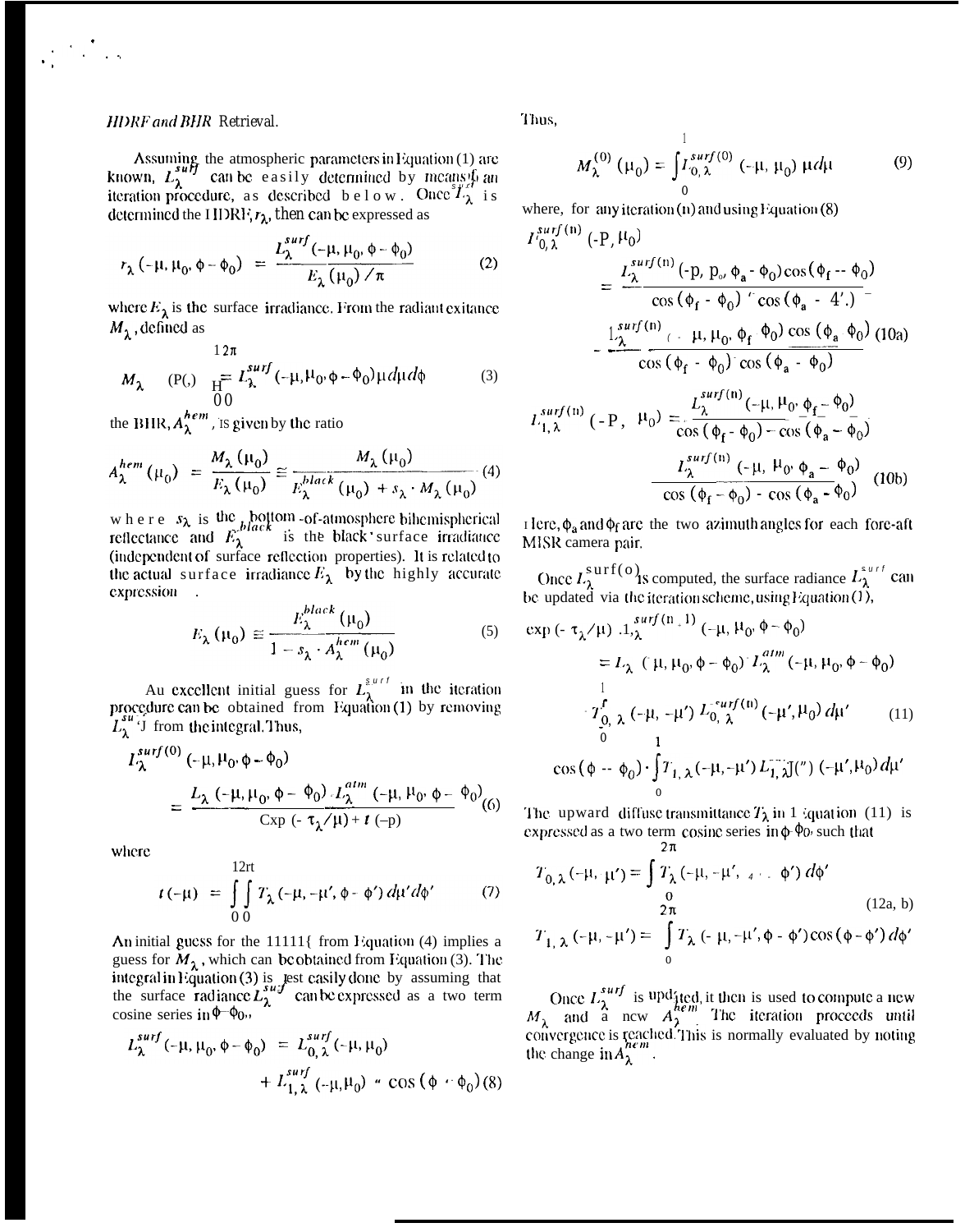*HDRF and BHR* Retrieval.

Assuming the atmospheric parameters in Equation (1) are known, $L_\lambda^{surf}$ can be easily determined by means of an iteration procedure, as described below. Once $L_\lambda^{surf}$ is determined the HDRF, $r_\lambda$, then can be expressed as

$$r_\lambda(-\mu, \mu_0, \phi - \phi_0) = \frac{L_\lambda^{surf}(-\mu, \mu_0, \phi - \phi_0)}{E_\lambda(\mu_0)/\pi} \tag{2}$$

where $E_\lambda$ is the surface irradiance. From the radiant exitance $M_\lambda$, defined as

$$M_\lambda(\mu_0) = \int_0^{2\pi}\int_0^1 L_\lambda^{surf}(-\mu, \mu_0, \phi - \phi_0)\,\mu\, d\mu\, d\phi \tag{3}$$

the BHR, $A_\lambda^{hem}$, is given by the ratio

$$A_\lambda^{hem}(\mu_0) = \frac{M_\lambda(\mu_0)}{E_\lambda(\mu_0)} \cong \frac{M_\lambda(\mu_0)}{E_\lambda^{black}(\mu_0) + s_\lambda \cdot M_\lambda(\mu_0)} \tag{4}$$

where $s_\lambda$ is the bottom-of-atmosphere bihemispherical reflectance and $E_\lambda^{black}$ is the black surface irradiance (independent of surface reflection properties). It is related to the actual surface irradiance $E_\lambda$ by the highly accurate expression .

$$E_\lambda(\mu_0) \cong \frac{E_\lambda^{black}(\mu_0)}{1 - s_\lambda \cdot A_\lambda^{hem}(\mu_0)} \tag{5}$$

An excellent initial guess for $L_\lambda^{surf}$ in the iteration procedure can be obtained from Equation (1) by removing $L_\lambda^{surf}$ from the integral. Thus,

$$L_\lambda^{surf(0)}(-\mu, \mu_0, \phi - \phi_0) = \frac{L_\lambda(-\mu, \mu_0, \phi - \phi_0) - L_\lambda^{atm}(-\mu, \mu_0, \phi - \phi_0)}{\exp(-\tau_\lambda/\mu) + t(-\mu)} \tag{6}$$

where

$$t(-\mu) = \int_0^{2\pi}\int_0^1 T_\lambda(-\mu, -\mu', \phi - \phi')\, d\mu' d\phi' \tag{7}$$

An initial guess for the BHR from Equation (4) implies a guess for $M_\lambda$, which can be obtained from Equation (3). The integral in Equation (3) is best easily done by assuming that the surface radiance $L_\lambda^{surf}$ can be expressed as a two term cosine series in $\phi - \phi_0$,

$$L_\lambda^{surf}(-\mu, \mu_0, \phi - \phi_0) = L_{0,\lambda}^{surf}(-\mu, \mu_0) + L_{1,\lambda}^{surf}(-\mu, \mu_0)\cdot\cos(\phi - \phi_0) \tag{8}$$

Thus,

$$M_\lambda^{(0)}(\mu_0) = \int_0^1 L_{0,\lambda}^{surf(0)}(-\mu, \mu_0)\,\mu\, d\mu \tag{9}$$

where, for any iteration (n) and using Equation (8)

$$L_{0,\lambda}^{surf(n)}(-\mu, \mu_0) = \frac{L_\lambda^{surf(n)}(-\mu, \mu_0, \phi_a - \phi_0)\cos(\phi_f - \phi_0)}{\cos(\phi_f - \phi_0) - \cos(\phi_a - \phi_0)} - \frac{L_\lambda^{surf(n)}(-\mu, \mu_0, \phi_f - \phi_0)\cos(\phi_a - \phi_0)}{\cos(\phi_f - \phi_0) - \cos(\phi_a - \phi_0)} \tag{10a}$$

$$L_{1,\lambda}^{surf(n)}(-\mu, \mu_0) = \frac{L_\lambda^{surf(n)}(-\mu, \mu_0, \phi_f - \phi_0)}{\cos(\phi_f - \phi_0) - \cos(\phi_a - \phi_0)} - \frac{L_\lambda^{surf(n)}(-\mu, \mu_0, \phi_a - \phi_0)}{\cos(\phi_f - \phi_0) - \cos(\phi_a - \phi_0)} \tag{10b}$$

Here, $\phi_a$ and $\phi_f$ are the two azimuth angles for each fore-aft MISR camera pair.

Once $L_\lambda^{surf(0)}$ is computed, the surface radiance $L_\lambda^{surf}$ can be updated via the iteration scheme, using Equation (1),

$$\begin{aligned}\exp(-\tau_\lambda/\mu)\cdot L_\lambda^{surf(n+1)}(-\mu, \mu_0, \phi - \phi_0) &= L_\lambda(-\mu, \mu_0, \phi - \phi_0) - L_\lambda^{atm}(-\mu, \mu_0, \phi - \phi_0) \\ &- \int_0^1 T_{0,\lambda}(-\mu, -\mu')\, L_{0,\lambda}^{surf(n)}(-\mu', \mu_0)\, d\mu' \\ &- \cos(\phi - \phi_0)\cdot\int_0^1 T_{1,\lambda}(-\mu, -\mu')\, L_{1,\lambda}^{surf(n)}(-\mu', \mu_0)\, d\mu'\end{aligned} \tag{11}$$

The upward diffuse transmittance $T_\lambda$ in Equation (11) is expressed as a two term cosine series in $\phi - \phi_0$, such that

$$T_{0,\lambda}(-\mu, -\mu') = \int_0^{2\pi} T_\lambda(-\mu, -\mu', \phi - \phi')\, d\phi'$$

$$T_{1,\lambda}(-\mu, -\mu') = \int_0^{2\pi} T_\lambda(-\mu, -\mu', \phi - \phi')\cos(\phi - \phi')\, d\phi' \tag{12a, b}$$

Once $L_\lambda^{surf}$ is updated, it then is used to compute a new $M_\lambda$ and a new $A_\lambda^{hem}$. The iteration proceeds until convergence is reached. This is normally evaluated by noting the change in $A_\lambda^{hem}$.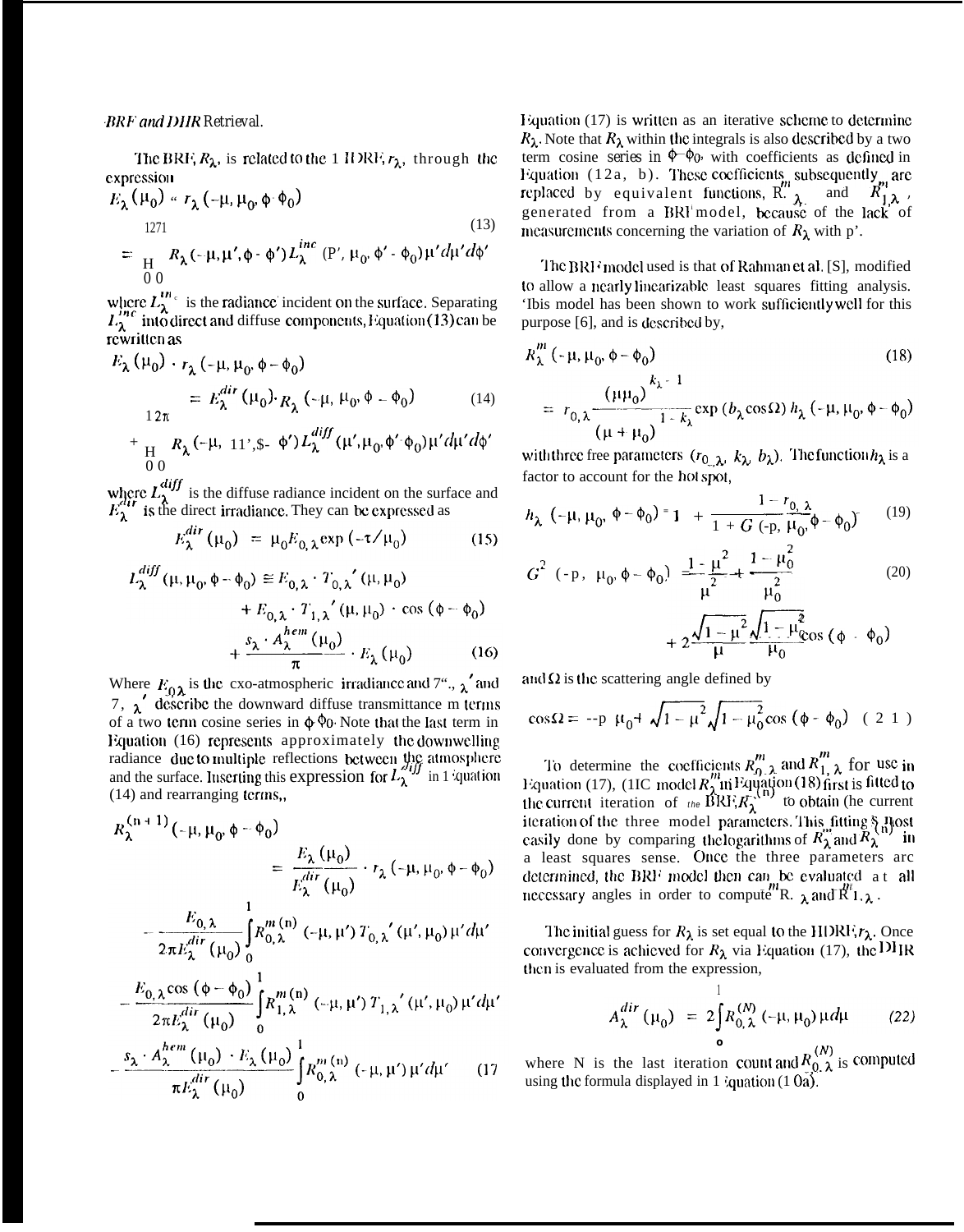*BRF and DHR Retrieval.*

The BRF, $R_\lambda$, is related to the HDRF, $r_\lambda$, through the expression

$$E_\lambda(\mu_0) \cdot r_\lambda(-\mu, \mu_0, \phi - \phi_0) \tag{13}$$

$$= \int_0^{2\pi}\int_0^1 R_\lambda(-\mu, \mu', \phi - \phi') L_\lambda^{inc}(\mu', \mu_0, \phi' - \phi_0)\mu' d\mu' d\phi'$$

where $L_\lambda^{inc}$ is the radiance incident on the surface. Separating $L_\lambda^{inc}$ into direct and diffuse components, Equation (13) can be rewritten as

$$E_\lambda(\mu_0) \cdot r_\lambda(-\mu, \mu_0, \phi - \phi_0)$$

$$= E_\lambda^{dir}(\mu_0) \cdot R_\lambda(-\mu, \mu_0, \phi - \phi_0) \tag{14}$$

$$+ \int_0^{2\pi}\int_0^1 R_\lambda(-\mu, \mu', \phi - \phi') L_\lambda^{diff}(\mu', \mu_0, \phi' - \phi_0)\mu' d\mu' d\phi'$$

where $L_\lambda^{diff}$ is the diffuse radiance incident on the surface and $E_\lambda^{dir}$ is the direct irradiance. They can be expressed as

$$E_\lambda^{dir}(\mu_0) = \mu_0 E_{0,\lambda} \exp(-\tau/\mu_0) \tag{15}$$

$$L_\lambda^{diff}(\mu, \mu_0, \phi - \phi_0) \cong E_{0,\lambda} \cdot T_{0,\lambda}'(\mu, \mu_0)$$
$$+ E_{0,\lambda} \cdot T_{1,\lambda}'(\mu, \mu_0) \cdot \cos(\phi - \phi_0)$$
$$+ \frac{s_\lambda \cdot A_\lambda^{hem}(\mu_0)}{\pi} \cdot E_\lambda(\mu_0) \tag{16}$$

Where $E_{0,\lambda}$ is the exo-atmospheric irradiance and $T_{0,\lambda}'$ and $T_{1,\lambda}'$ describe the downward diffuse transmittance in terms of a two term cosine series in $\phi - \phi_0$. Note that the last term in Equation (16) represents approximately the downwelling radiance due to multiple reflections between the atmosphere and the surface. Inserting this expression for $L_\lambda^{diff}$ in Equation (14) and rearranging terms,

$$R_\lambda^{(n+1)}(-\mu, \mu_0, \phi - \phi_0)$$

$$= \frac{E_\lambda(\mu_0)}{E_\lambda^{dir}(\mu_0)} \cdot r_\lambda(-\mu, \mu_0, \phi - \phi_0)$$

$$- \frac{E_{0,\lambda}}{2\pi E_\lambda^{dir}(\mu_0)} \int_0^1 R_{0,\lambda}^{m(n)}(-\mu, \mu') T_{0,\lambda}'(\mu', \mu_0)\mu' d\mu'$$

$$- \frac{E_{0,\lambda}\cos(\phi - \phi_0)}{2\pi E_\lambda^{dir}(\mu_0)} \int_0^1 R_{1,\lambda}^{m(n)}(-\mu, \mu') T_{1,\lambda}'(\mu', \mu_0)\mu' d\mu'$$

$$- \frac{s_\lambda \cdot A_\lambda^{hem}(\mu_0) \cdot E_\lambda(\mu_0)}{\pi E_\lambda^{dir}(\mu_0)} \int_0^1 R_{0,\lambda}^{m(n)}(-\mu, \mu')\mu' d\mu' \tag{17}$$

Equation (17) is written as an iterative scheme to determine $R_\lambda$. Note that $R_\lambda$ within the integrals is also described by a two term cosine series in $\phi - \phi_0$, with coefficients as defined in Equation (12a, b). These coefficients subsequently are replaced by equivalent functions, $R_{0,\lambda}^m$ and $R_{1,\lambda}^m$, generated from a BRF model, because of the lack of measurements concerning the variation of $R_\lambda$ with $\mu'$.

The BRF model used is that of Rahman et al. [5], modified to allow a nearly linearizable least squares fitting analysis. This model has been shown to work sufficiently well for this purpose [6], and is described by,

$$R_\lambda^m(-\mu, \mu_0, \phi - \phi_0) \tag{18}$$

$$= r_{0,\lambda} \frac{(\mu\mu_0)^{k_\lambda - 1}}{(\mu + \mu_0)^{1 - k_\lambda}} \exp(b_\lambda \cos\Omega)\, h_\lambda(-\mu, \mu_0, \phi - \phi_0)$$

with three free parameters $(r_{0,\lambda}, k_\lambda, b_\lambda)$. The function $h_\lambda$ is a factor to account for the hot spot,

$$h_\lambda(-\mu, \mu_0, \phi - \phi_0) = 1 + \frac{1 - r_{0,\lambda}}{1 + G(-\mu, \mu_0, \phi - \phi_0)} \tag{19}$$

$$G^2(-\mu, \mu_0, \phi - \phi_0) = \frac{1 - \mu^2}{\mu^2} + \frac{1 - \mu_0^2}{\mu_0^2} \tag{20}$$

$$+ 2\frac{\sqrt{1 - \mu^2}}{\mu}\frac{\sqrt{1 - \mu_0^2}}{\mu_0}\cos(\phi - \phi_0)$$

and $\Omega$ is the scattering angle defined by

$$\cos\Omega = -\mu\mu_0 + \sqrt{1 - \mu^2}\sqrt{1 - \mu_0^2}\cos(\phi - \phi_0) \tag{21}$$

To determine the coefficients $R_{0,\lambda}^m$ and $R_{1,\lambda}^m$ for use in Equation (17), the model $R_\lambda^m$ in Equation (18) first is fitted to the current iteration of the BRF, $R_\lambda^{(n)}$ to obtain the current iteration of the three model parameters. This fitting is most easily done by comparing the logarithms of $R_\lambda^m$ and $R_\lambda^{(n)}$ in a least squares sense. Once the three parameters are determined, the BRF model then can be evaluated at all necessary angles in order to compute $R_{0,\lambda}^m$ and $R_{1,\lambda}^m$.

The initial guess for $R_\lambda$ is set equal to the HDRF, $r_\lambda$. Once convergence is achieved for $R_\lambda$ via Equation (17), the DHR then is evaluated from the expression,

$$A_\lambda^{dir}(\mu_0) = 2\int_0^1 R_{0,\lambda}^{(N)}(-\mu, \mu_0)\mu d\mu \tag{22}$$

where N is the last iteration count and $R_{0,\lambda}^{(N)}$ is computed using the formula displayed in Equation (10a).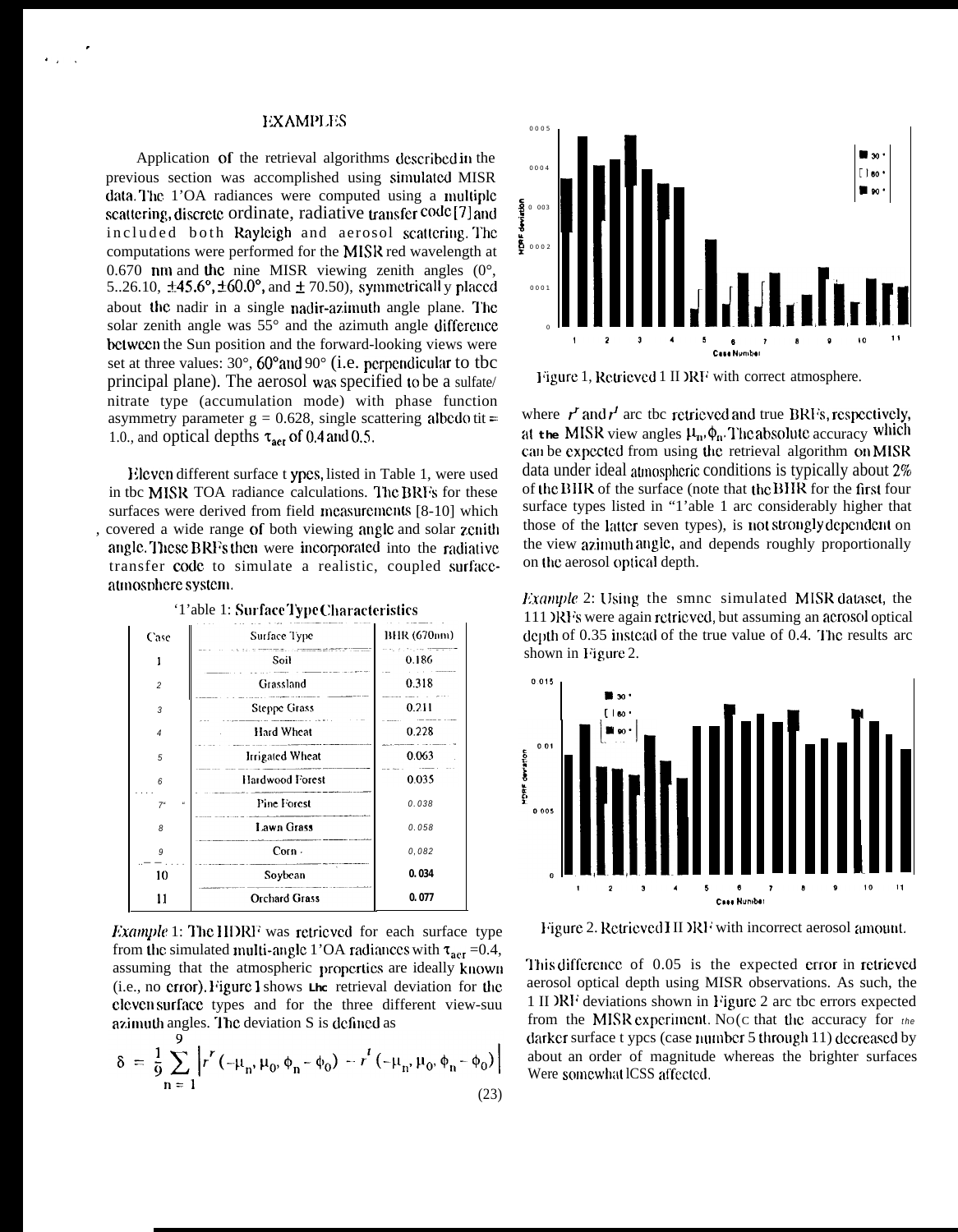## EXAMPLES

Application of the retrieval algorithms described in the previous section was accomplished using simulated MISR data. The TOA radiances were computed using a multiple scattering, discrete ordinate, radiative transfer code [7] and included both Rayleigh and aerosol scattering. The computations were performed for the MISR red wavelength at 0.670 nm and the nine MISR viewing zenith angles (0°, 26.10, ±45.6°, ±60.0°, and ± 70.50), symmetrically placed about the nadir in a single nadir-azimuth angle plane. The solar zenith angle was 55° and the azimuth angle difference between the Sun position and the forward-looking views were set at three values: 30°, 60° and 90° (i.e. perpendicular to the principal plane). The aerosol was specified to be a sulfate/nitrate type (accumulation mode) with phase function asymmetry parameter g = 0.628, single scattering albedo = 1.0., and optical depths $\tau_{aer}$ of 0.4 and 0.5.

Eleven different surface types, listed in Table 1, were used in the MISR TOA radiance calculations. The BRFs for these surfaces were derived from field measurements [8-10] which covered a wide range of both viewing angle and solar zenith angle. These BRFs then were incorporated into the radiative transfer code to simulate a realistic, coupled surface-atmosphere system.

Table 1: Surface Type Characteristics

| Case | Surface Type | BHR (670nm) |
|---|---|---|
| 1 | Soil | 0.186 |
| 2 | Grassland | 0.318 |
| 3 | Steppe Grass | 0.211 |
| 4 | Hard Wheat | 0.228 |
| 5 | Irrigated Wheat | 0.063 |
| 6 | Hardwood Forest | 0.035 |
| 7 | Pine Forest | 0.038 |
| 8 | Lawn Grass | 0.058 |
| 9 | Corn | 0.082 |
| 10 | Soybean | 0.034 |
| 11 | Orchard Grass | 0.077 |

*Example* 1: The HDRF was retrieved for each surface type from the simulated multi-angle TOA radiances with $\tau_{aer}$ =0.4, assuming that the atmospheric properties are ideally known (i.e., no error). Figure 1 shows the retrieval deviation for the eleven surface types and for the three different view-sun azimuth angles. The deviation δ is defined as

$$\delta = \frac{1}{9}\sum_{n=1}^{9}\left|r^r(-\mu_n, \mu_0, \phi_n - \phi_0) - r^t(-\mu_n, \mu_0, \phi_n - \phi_0)\right| \tag{23}$$

Figure 1, Retrieved HDRF with correct atmosphere.

where $r^r$ and $r^t$ are the retrieved and true BRFs, respectively, at the MISR view angles $\mu_n, \phi_n$. The absolute accuracy which can be expected from using the retrieval algorithm on MISR data under ideal atmospheric conditions is typically about 2% of the BHR of the surface (note that the BHR for the first four surface types listed in Table 1 are considerably higher that those of the latter seven types), is not strongly dependent on the view azimuth angle, and depends roughly proportionally on the aerosol optical depth.

*Example* 2: Using the same simulated MISR dataset, the HDRFs were again retrieved, but assuming an aerosol optical depth of 0.35 instead of the true value of 0.4. The results are shown in Figure 2.

Figure 2. Retrieved HDRF with incorrect aerosol amount.

This difference of 0.05 is the expected error in retrieved aerosol optical depth using MISR observations. As such, the HDRF deviations shown in Figure 2 are the errors expected from the MISR experiment. Note that the accuracy for the darker surface types (case number 5 through 11) decreased by about an order of magnitude whereas the brighter surfaces were somewhat less affected.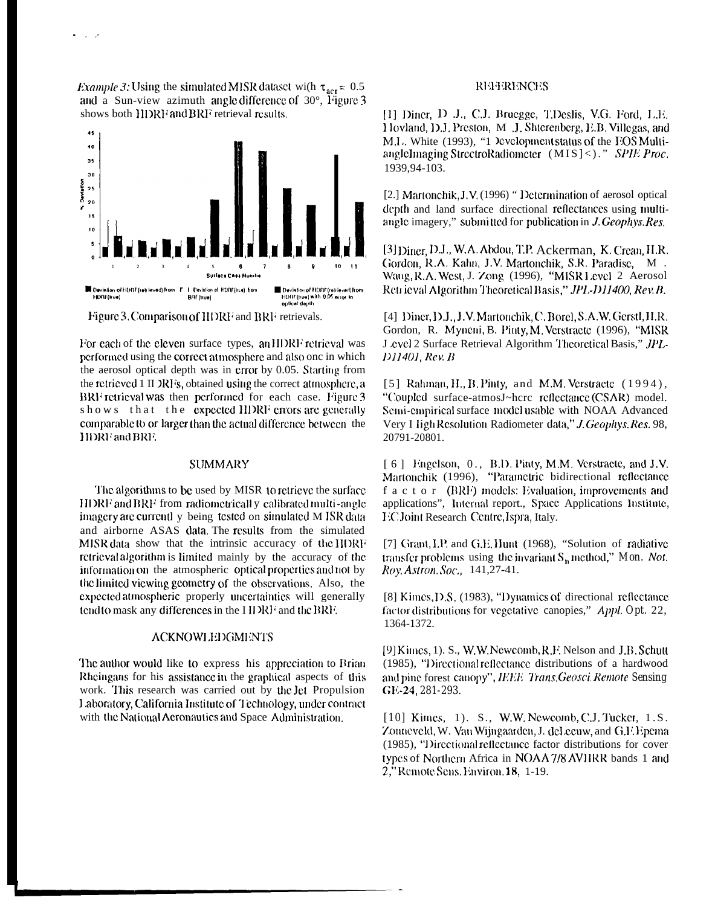*Example 3:* Using the simulated MISR dataset with $\tau_{aer} = 0.5$ and a Sun-view azimuth angle difference of 30°, Figure 3 shows both HDRF and BRF retrieval results.

45
40
35
30
25
20
15
10
5
0

% Deviation

1 2 3 4 5 6 7 8 9 10 11

Surface Case Number

Deviation of HDRF(retrieved) from HDRF(true)
Deviation of HDRF(true) from BRF(true)
Deviation of HDRF(retrieved) from HDRF(true) with 0.05 error in optical depth

Figure 3. Comparison of HDRF and BRF retrievals.

For each of the eleven surface types, an HDRF retrieval was performed using the correct atmosphere and also one in which the aerosol optical depth was in error by 0.05. Starting from the retrieved HDRFs, obtained using the correct atmosphere, a BRF retrieval was then performed for each case. Figure 3 shows that the expected HDRF errors are generally comparable to or larger than the actual difference between the HDRF and BRF.

## SUMMARY

The algorithms to be used by MISR to retrieve the surface HDRF and BRF from radiometrically calibrated multi-angle imagery are currently being tested on simulated MISR data and airborne ASAS data. The results from the simulated MISR data show that the intrinsic accuracy of the HDRF retrieval algorithm is limited mainly by the accuracy of the information on the atmospheric optical properties and not by the limited viewing geometry of the observations. Also, the expected atmospheric property uncertainties will generally tend to mask any differences in the HDRF and the BRF.

## ACKNOWLEDGMENTS

The author would like to express his appreciation to Brian Rheingans for his assistance in the graphical aspects of this work. This research was carried out by the Jet Propulsion Laboratory, California Institute of Technology, under contract with the National Aeronautics and Space Administration.

## REFERENCES

[1] Diner, D.J., C.J. Bruegge, T. Deslis, V.G. Ford, L.E. Hovland, D.J. Preston, M.J. Shterenberg, E.B. Villegas, and M.L. White (1993), "Development status of the EOS Multi-angle Imaging SpectroRadiometer (MISR)." *SPIE Proc.* 1939, 94-103.

[2.] Martonchik, J.V. (1996) "Determination of aerosol optical depth and land surface directional reflectances using multi-angle imagery," submitted for publication in *J. Geophys. Res.*

[3] Diner, D.J., W.A. Abdou, T.P. Ackerman, K. Crean, H.R. Gordon, R.A. Kahn, J.V. Martonchik, S.R. Paradise, M. Wang, R.A. West, J. Zong (1996), "MISR Level 2 Aerosol Retrieval Algorithm Theoretical Basis," *JPL-D11400, Rev. B.*

[4] Diner, D.J., J.V. Martonchik, C. Borel, S.A.W. Gerstl, H.R. Gordon, R. Myneni, B. Pinty, M. Verstraete (1996), "MISR Level 2 Surface Retrieval Algorithm Theoretical Basis," *JPL-D11401, Rev. B*

[5] Rahman, H., B. Pinty, and M.M. Verstraete (1994), "Coupled surface-atmosphere reflectance (CSAR) model. Semi-empirical surface model usable with NOAA Advanced Very High Resolution Radiometer data," *J. Geophys. Res.* 98, 20791-20801.

[6] Engelsen, O., B.D. Pinty, M.M. Verstraete, and J.V. Martonchik (1996), "Parametric bidirectional reflectance factor (BRF) models: Evaluation, improvements and applications", Internal report., Space Applications Institute, EC Joint Research Centre, Ispra, Italy.

[7] Grant, I.P. and G.E. Hunt (1968), "Solution of radiative transfer problems using the invariant $S_n$ method," *Mon. Not. Roy. Astron. Soc.*, 141, 27-41.

[8] Kimes, D.S. (1983), "Dynamics of directional reflectance factor distributions for vegetative canopies," *Appl. Opt.* 22, 1364-1372.

[9] Kimes, D.S., W.W. Newcomb, R.F. Nelson and J.B. Schutt (1985), "Directional reflectance distributions of a hardwood and pine forest canopy", *IEEE Trans. Geosci. Remote Sensing* **GE-24**, 281-293.

[10] Kimes, D.S., W.W. Newcomb, C.J. Tucker, I.S. Zonneveld, W. Van Wijngaarden, J. deLeeuw, and G.F. Epema (1985), "Directional reflectance factor distributions for cover types of Northern Africa in NOAA 7/8 AVHRR bands 1 and 2," Remote Sens. Environ. **18**, 1-19.